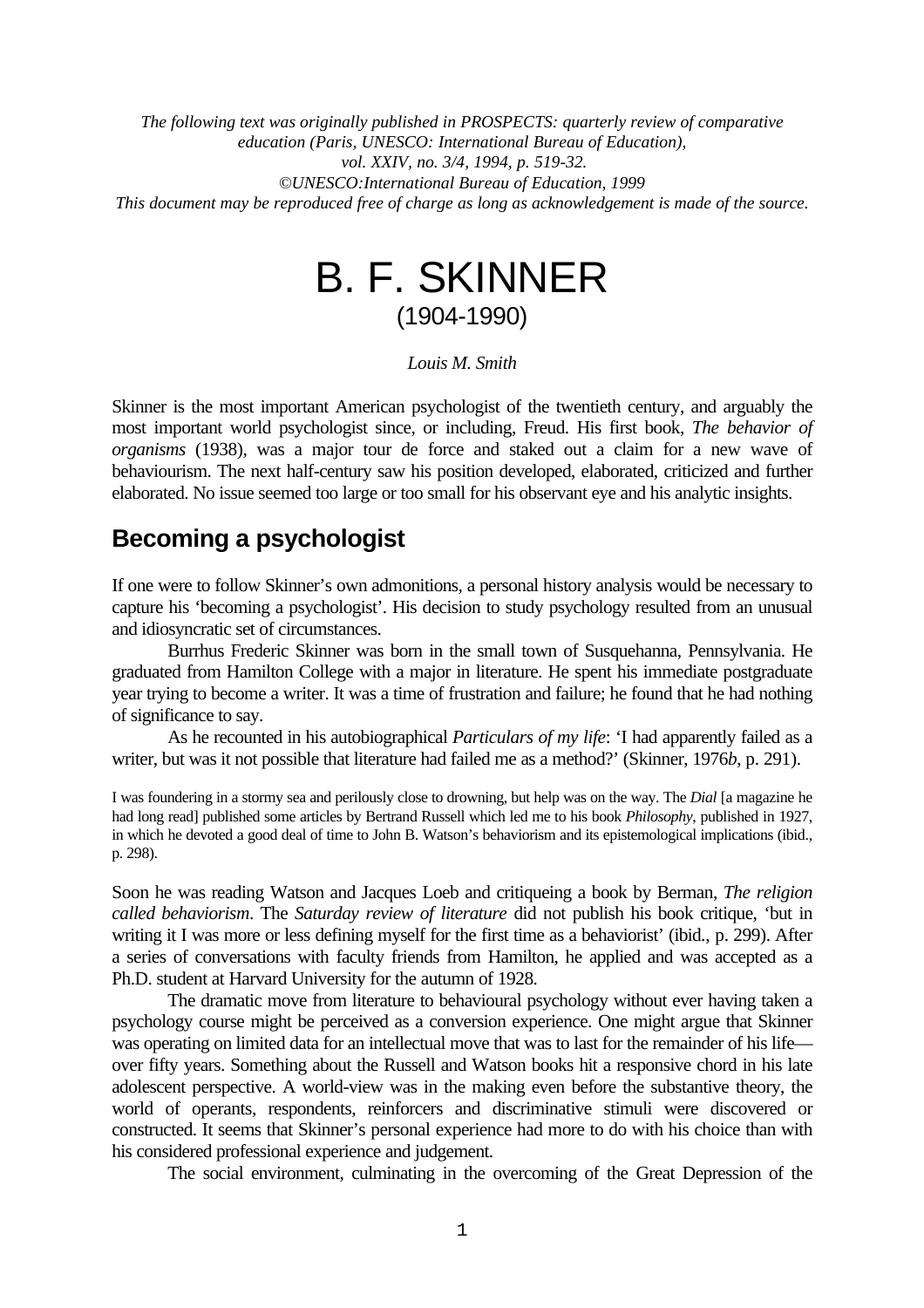*The following text was originally published in PROSPECTS: quarterly review of comparative education (Paris, UNESCO: International Bureau of Education), vol. XXIV, no. 3/4, 1994, p. 519-32.*
*©UNESCO:International Bureau of Education, 1999*
*This document may be reproduced free of charge as long as acknowledgement is made of the source.*

# B. F. SKINNER
(1904-1990)

*Louis M. Smith*

Skinner is the most important American psychologist of the twentieth century, and arguably the most important world psychologist since, or including, Freud. His first book, *The behavior of organisms* (1938), was a major tour de force and staked out a claim for a new wave of behaviourism. The next half-century saw his position developed, elaborated, criticized and further elaborated. No issue seemed too large or too small for his observant eye and his analytic insights.

## Becoming a psychologist

If one were to follow Skinner's own admonitions, a personal history analysis would be necessary to capture his 'becoming a psychologist'. His decision to study psychology resulted from an unusual and idiosyncratic set of circumstances.

Burrhus Frederic Skinner was born in the small town of Susquehanna, Pennsylvania. He graduated from Hamilton College with a major in literature. He spent his immediate postgraduate year trying to become a writer. It was a time of frustration and failure; he found that he had nothing of significance to say.

As he recounted in his autobiographical *Particulars of my life*: 'I had apparently failed as a writer, but was it not possible that literature had failed me as a method?' (Skinner, 1976*b*, p. 291).

> I was foundering in a stormy sea and perilously close to drowning, but help was on the way. The *Dial* [a magazine he had long read] published some articles by Bertrand Russell which led me to his book *Philosophy*, published in 1927, in which he devoted a good deal of time to John B. Watson's behaviorism and its epistemological implications (ibid., p. 298).

Soon he was reading Watson and Jacques Loeb and critiqueing a book by Berman, *The religion called behaviorism*. The *Saturday review of literature* did not publish his book critique, 'but in writing it I was more or less defining myself for the first time as a behaviorist' (ibid., p. 299). After a series of conversations with faculty friends from Hamilton, he applied and was accepted as a Ph.D. student at Harvard University for the autumn of 1928.

The dramatic move from literature to behavioural psychology without ever having taken a psychology course might be perceived as a conversion experience. One might argue that Skinner was operating on limited data for an intellectual move that was to last for the remainder of his life—over fifty years. Something about the Russell and Watson books hit a responsive chord in his late adolescent perspective. A world-view was in the making even before the substantive theory, the world of operants, respondents, reinforcers and discriminative stimuli were discovered or constructed. It seems that Skinner's personal experience had more to do with his choice than with his considered professional experience and judgement.

The social environment, culminating in the overcoming of the Great Depression of the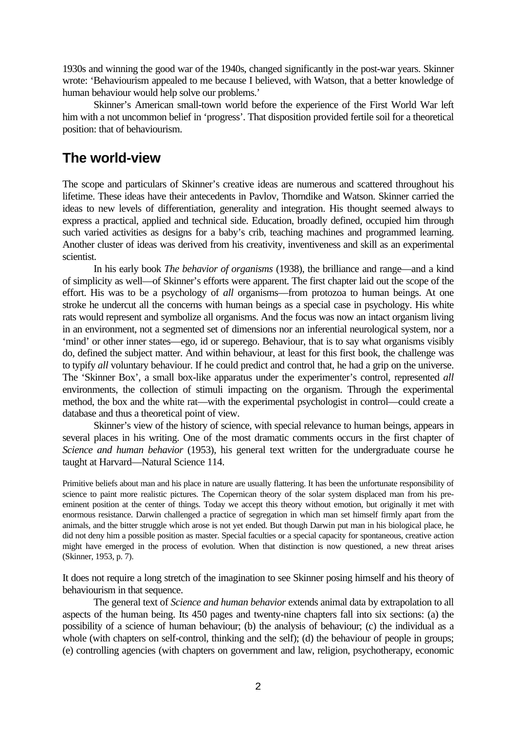1930s and winning the good war of the 1940s, changed significantly in the post-war years. Skinner wrote: 'Behaviourism appealed to me because I believed, with Watson, that a better knowledge of human behaviour would help solve our problems.'

Skinner's American small-town world before the experience of the First World War left him with a not uncommon belief in 'progress'. That disposition provided fertile soil for a theoretical position: that of behaviourism.

## The world-view

The scope and particulars of Skinner's creative ideas are numerous and scattered throughout his lifetime. These ideas have their antecedents in Pavlov, Thorndike and Watson. Skinner carried the ideas to new levels of differentiation, generality and integration. His thought seemed always to express a practical, applied and technical side. Education, broadly defined, occupied him through such varied activities as designs for a baby's crib, teaching machines and programmed learning. Another cluster of ideas was derived from his creativity, inventiveness and skill as an experimental scientist.

In his early book *The behavior of organisms* (1938), the brilliance and range—and a kind of simplicity as well—of Skinner's efforts were apparent. The first chapter laid out the scope of the effort. His was to be a psychology of *all* organisms—from protozoa to human beings. At one stroke he undercut all the concerns with human beings as a special case in psychology. His white rats would represent and symbolize all organisms. And the focus was now an intact organism living in an environment, not a segmented set of dimensions nor an inferential neurological system, nor a 'mind' or other inner states—ego, id or superego. Behaviour, that is to say what organisms visibly do, defined the subject matter. And within behaviour, at least for this first book, the challenge was to typify *all* voluntary behaviour. If he could predict and control that, he had a grip on the universe. The 'Skinner Box', a small box-like apparatus under the experimenter's control, represented *all* environments, the collection of stimuli impacting on the organism. Through the experimental method, the box and the white rat—with the experimental psychologist in control—could create a database and thus a theoretical point of view.

Skinner's view of the history of science, with special relevance to human beings, appears in several places in his writing. One of the most dramatic comments occurs in the first chapter of *Science and human behavior* (1953), his general text written for the undergraduate course he taught at Harvard—Natural Science 114.

> Primitive beliefs about man and his place in nature are usually flattering. It has been the unfortunate responsibility of science to paint more realistic pictures. The Copernican theory of the solar system displaced man from his pre-eminent position at the center of things. Today we accept this theory without emotion, but originally it met with enormous resistance. Darwin challenged a practice of segregation in which man set himself firmly apart from the animals, and the bitter struggle which arose is not yet ended. But though Darwin put man in his biological place, he did not deny him a possible position as master. Special faculties or a special capacity for spontaneous, creative action might have emerged in the process of evolution. When that distinction is now questioned, a new threat arises (Skinner, 1953, p. 7).

It does not require a long stretch of the imagination to see Skinner posing himself and his theory of behaviourism in that sequence.

The general text of *Science and human behavior* extends animal data by extrapolation to all aspects of the human being. Its 450 pages and twenty-nine chapters fall into six sections: (a) the possibility of a science of human behaviour; (b) the analysis of behaviour; (c) the individual as a whole (with chapters on self-control, thinking and the self); (d) the behaviour of people in groups; (e) controlling agencies (with chapters on government and law, religion, psychotherapy, economic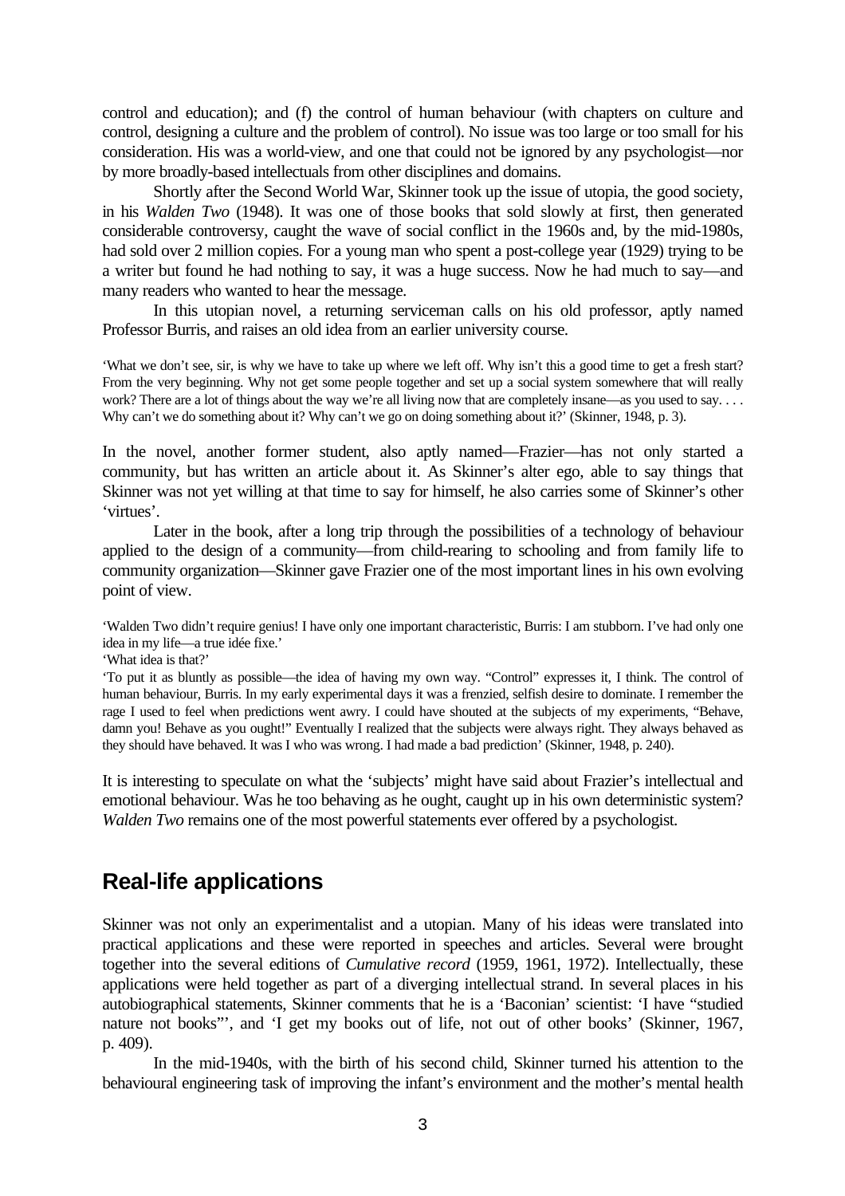control and education); and (f) the control of human behaviour (with chapters on culture and control, designing a culture and the problem of control). No issue was too large or too small for his consideration. His was a world-view, and one that could not be ignored by any psychologist—nor by more broadly-based intellectuals from other disciplines and domains.

Shortly after the Second World War, Skinner took up the issue of utopia, the good society, in his *Walden Two* (1948). It was one of those books that sold slowly at first, then generated considerable controversy, caught the wave of social conflict in the 1960s and, by the mid-1980s, had sold over 2 million copies. For a young man who spent a post-college year (1929) trying to be a writer but found he had nothing to say, it was a huge success. Now he had much to say—and many readers who wanted to hear the message.

In this utopian novel, a returning serviceman calls on his old professor, aptly named Professor Burris, and raises an old idea from an earlier university course.

> 'What we don't see, sir, is why we have to take up where we left off. Why isn't this a good time to get a fresh start? From the very beginning. Why not get some people together and set up a social system somewhere that will really work? There are a lot of things about the way we're all living now that are completely insane—as you used to say. . . . Why can't we do something about it? Why can't we go on doing something about it?' (Skinner, 1948, p. 3).

In the novel, another former student, also aptly named—Frazier—has not only started a community, but has written an article about it. As Skinner's alter ego, able to say things that Skinner was not yet willing at that time to say for himself, he also carries some of Skinner's other 'virtues'.

Later in the book, after a long trip through the possibilities of a technology of behaviour applied to the design of a community—from child-rearing to schooling and from family life to community organization—Skinner gave Frazier one of the most important lines in his own evolving point of view.

> 'Walden Two didn't require genius! I have only one important characteristic, Burris: I am stubborn. I've had only one idea in my life—a true idée fixe.'
>
> 'What idea is that?'
>
> 'To put it as bluntly as possible—the idea of having my own way. "Control" expresses it, I think. The control of human behaviour, Burris. In my early experimental days it was a frenzied, selfish desire to dominate. I remember the rage I used to feel when predictions went awry. I could have shouted at the subjects of my experiments, "Behave, damn you! Behave as you ought!" Eventually I realized that the subjects were always right. They always behaved as they should have behaved. It was I who was wrong. I had made a bad prediction' (Skinner, 1948, p. 240).

It is interesting to speculate on what the 'subjects' might have said about Frazier's intellectual and emotional behaviour. Was he too behaving as he ought, caught up in his own deterministic system? *Walden Two* remains one of the most powerful statements ever offered by a psychologist.

## Real-life applications

Skinner was not only an experimentalist and a utopian. Many of his ideas were translated into practical applications and these were reported in speeches and articles. Several were brought together into the several editions of *Cumulative record* (1959, 1961, 1972). Intellectually, these applications were held together as part of a diverging intellectual strand. In several places in his autobiographical statements, Skinner comments that he is a 'Baconian' scientist: 'I have "studied nature not books"', and 'I get my books out of life, not out of other books' (Skinner, 1967, p. 409).

In the mid-1940s, with the birth of his second child, Skinner turned his attention to the behavioural engineering task of improving the infant's environment and the mother's mental health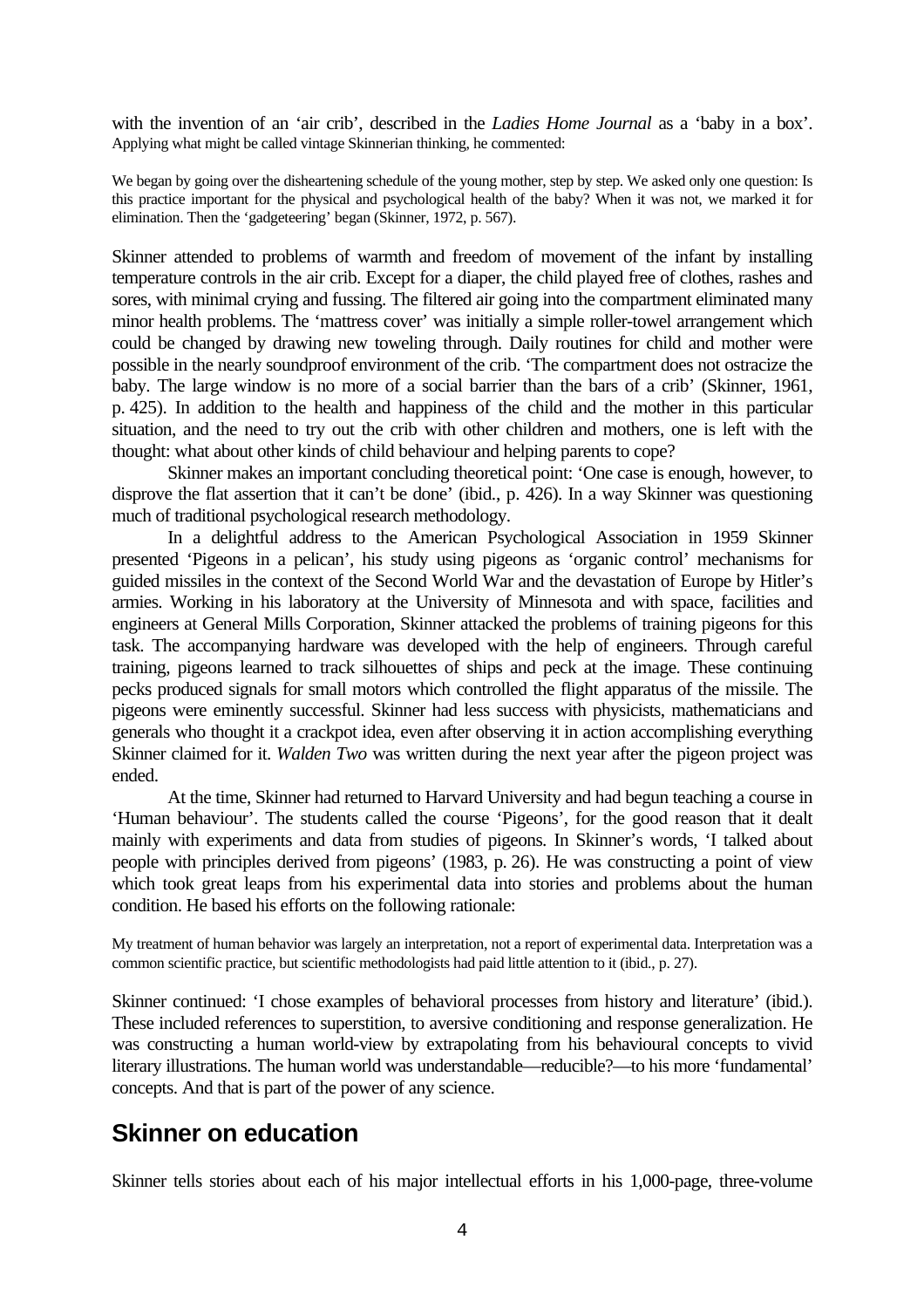with the invention of an 'air crib', described in the *Ladies Home Journal* as a 'baby in a box'. Applying what might be called vintage Skinnerian thinking, he commented:

> We began by going over the disheartening schedule of the young mother, step by step. We asked only one question: Is this practice important for the physical and psychological health of the baby? When it was not, we marked it for elimination. Then the 'gadgeteering' began (Skinner, 1972, p. 567).

Skinner attended to problems of warmth and freedom of movement of the infant by installing temperature controls in the air crib. Except for a diaper, the child played free of clothes, rashes and sores, with minimal crying and fussing. The filtered air going into the compartment eliminated many minor health problems. The 'mattress cover' was initially a simple roller-towel arrangement which could be changed by drawing new toweling through. Daily routines for child and mother were possible in the nearly soundproof environment of the crib. 'The compartment does not ostracize the baby. The large window is no more of a social barrier than the bars of a crib' (Skinner, 1961, p. 425). In addition to the health and happiness of the child and the mother in this particular situation, and the need to try out the crib with other children and mothers, one is left with the thought: what about other kinds of child behaviour and helping parents to cope?

Skinner makes an important concluding theoretical point: 'One case is enough, however, to disprove the flat assertion that it can't be done' (ibid., p. 426). In a way Skinner was questioning much of traditional psychological research methodology.

In a delightful address to the American Psychological Association in 1959 Skinner presented 'Pigeons in a pelican', his study using pigeons as 'organic control' mechanisms for guided missiles in the context of the Second World War and the devastation of Europe by Hitler's armies. Working in his laboratory at the University of Minnesota and with space, facilities and engineers at General Mills Corporation, Skinner attacked the problems of training pigeons for this task. The accompanying hardware was developed with the help of engineers. Through careful training, pigeons learned to track silhouettes of ships and peck at the image. These continuing pecks produced signals for small motors which controlled the flight apparatus of the missile. The pigeons were eminently successful. Skinner had less success with physicists, mathematicians and generals who thought it a crackpot idea, even after observing it in action accomplishing everything Skinner claimed for it. *Walden Two* was written during the next year after the pigeon project was ended.

At the time, Skinner had returned to Harvard University and had begun teaching a course in 'Human behaviour'. The students called the course 'Pigeons', for the good reason that it dealt mainly with experiments and data from studies of pigeons. In Skinner's words, 'I talked about people with principles derived from pigeons' (1983, p. 26). He was constructing a point of view which took great leaps from his experimental data into stories and problems about the human condition. He based his efforts on the following rationale:

> My treatment of human behavior was largely an interpretation, not a report of experimental data. Interpretation was a common scientific practice, but scientific methodologists had paid little attention to it (ibid., p. 27).

Skinner continued: 'I chose examples of behavioral processes from history and literature' (ibid.). These included references to superstition, to aversive conditioning and response generalization. He was constructing a human world-view by extrapolating from his behavioural concepts to vivid literary illustrations. The human world was understandable—reducible?—to his more 'fundamental' concepts. And that is part of the power of any science.

## Skinner on education

Skinner tells stories about each of his major intellectual efforts in his 1,000-page, three-volume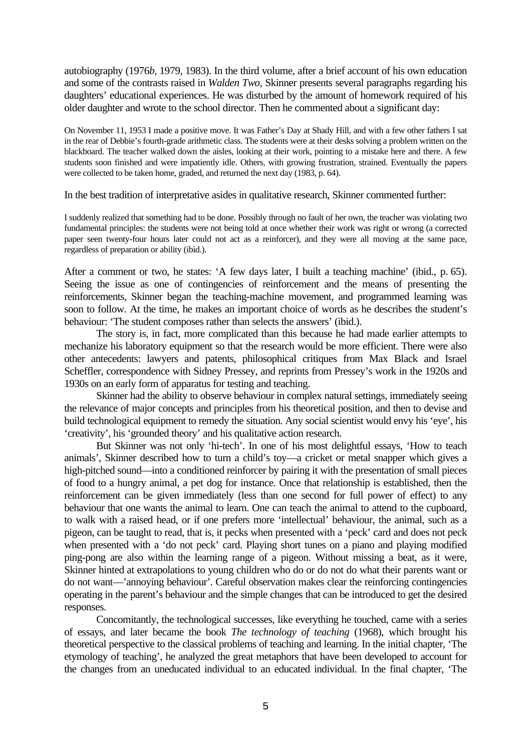autobiography (1976*b*, 1979, 1983). In the third volume, after a brief account of his own education and some of the contrasts raised in *Walden Two*, Skinner presents several paragraphs regarding his daughters' educational experiences. He was disturbed by the amount of homework required of his older daughter and wrote to the school director. Then he commented about a significant day:

> On November 11, 1953 I made a positive move. It was Father's Day at Shady Hill, and with a few other fathers I sat in the rear of Debbie's fourth-grade arithmetic class. The students were at their desks solving a problem written on the blackboard. The teacher walked down the aisles, looking at their work, pointing to a mistake here and there. A few students soon finished and were impatiently idle. Others, with growing frustration, strained. Eventually the papers were collected to be taken home, graded, and returned the next day (1983, p. 64).

In the best tradition of interpretative asides in qualitative research, Skinner commented further:

> I suddenly realized that something had to be done. Possibly through no fault of her own, the teacher was violating two fundamental principles: the students were not being told at once whether their work was right or wrong (a corrected paper seen twenty-four hours later could not act as a reinforcer), and they were all moving at the same pace, regardless of preparation or ability (ibid.).

After a comment or two, he states: 'A few days later, I built a teaching machine' (ibid., p. 65). Seeing the issue as one of contingencies of reinforcement and the means of presenting the reinforcements, Skinner began the teaching-machine movement, and programmed learning was soon to follow. At the time, he makes an important choice of words as he describes the student's behaviour: 'The student composes rather than selects the answers' (ibid.).

The story is, in fact, more complicated than this because he had made earlier attempts to mechanize his laboratory equipment so that the research would be more efficient. There were also other antecedents: lawyers and patents, philosophical critiques from Max Black and Israel Scheffler, correspondence with Sidney Pressey, and reprints from Pressey's work in the 1920s and 1930s on an early form of apparatus for testing and teaching.

Skinner had the ability to observe behaviour in complex natural settings, immediately seeing the relevance of major concepts and principles from his theoretical position, and then to devise and build technological equipment to remedy the situation. Any social scientist would envy his 'eye', his 'creativity', his 'grounded theory' and his qualitative action research.

But Skinner was not only 'hi-tech'. In one of his most delightful essays, 'How to teach animals', Skinner described how to turn a child's toy—a cricket or metal snapper which gives a high-pitched sound—into a conditioned reinforcer by pairing it with the presentation of small pieces of food to a hungry animal, a pet dog for instance. Once that relationship is established, then the reinforcement can be given immediately (less than one second for full power of effect) to any behaviour that one wants the animal to learn. One can teach the animal to attend to the cupboard, to walk with a raised head, or if one prefers more 'intellectual' behaviour, the animal, such as a pigeon, can be taught to read, that is, it pecks when presented with a 'peck' card and does not peck when presented with a 'do not peck' card. Playing short tunes on a piano and playing modified ping-pong are also within the learning range of a pigeon. Without missing a beat, as it were, Skinner hinted at extrapolations to young children who do or do not do what their parents want or do not want—'annoying behaviour'. Careful observation makes clear the reinforcing contingencies operating in the parent's behaviour and the simple changes that can be introduced to get the desired responses.

Concomitantly, the technological successes, like everything he touched, came with a series of essays, and later became the book *The technology of teaching* (1968), which brought his theoretical perspective to the classical problems of teaching and learning. In the initial chapter, 'The etymology of teaching', he analyzed the great metaphors that have been developed to account for the changes from an uneducated individual to an educated individual. In the final chapter, 'The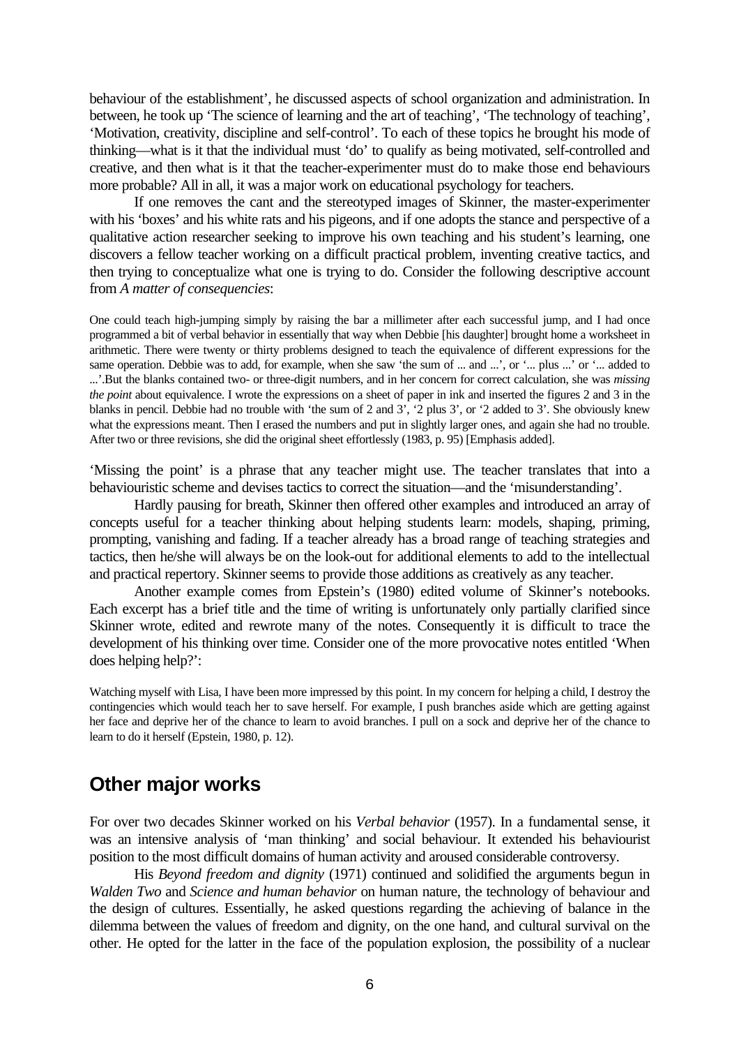behaviour of the establishment', he discussed aspects of school organization and administration. In between, he took up 'The science of learning and the art of teaching', 'The technology of teaching', 'Motivation, creativity, discipline and self-control'. To each of these topics he brought his mode of thinking—what is it that the individual must 'do' to qualify as being motivated, self-controlled and creative, and then what is it that the teacher-experimenter must do to make those end behaviours more probable? All in all, it was a major work on educational psychology for teachers.

If one removes the cant and the stereotyped images of Skinner, the master-experimenter with his 'boxes' and his white rats and his pigeons, and if one adopts the stance and perspective of a qualitative action researcher seeking to improve his own teaching and his student's learning, one discovers a fellow teacher working on a difficult practical problem, inventing creative tactics, and then trying to conceptualize what one is trying to do. Consider the following descriptive account from *A matter of consequencies*:

> One could teach high-jumping simply by raising the bar a millimeter after each successful jump, and I had once programmed a bit of verbal behavior in essentially that way when Debbie [his daughter] brought home a worksheet in arithmetic. There were twenty or thirty problems designed to teach the equivalence of different expressions for the same operation. Debbie was to add, for example, when she saw 'the sum of ... and ...', or '... plus ...' or '... added to ...'.But the blanks contained two- or three-digit numbers, and in her concern for correct calculation, she was *missing the point* about equivalence. I wrote the expressions on a sheet of paper in ink and inserted the figures 2 and 3 in the blanks in pencil. Debbie had no trouble with 'the sum of 2 and 3', '2 plus 3', or '2 added to 3'. She obviously knew what the expressions meant. Then I erased the numbers and put in slightly larger ones, and again she had no trouble. After two or three revisions, she did the original sheet effortlessly (1983, p. 95) [Emphasis added].

'Missing the point' is a phrase that any teacher might use. The teacher translates that into a behaviouristic scheme and devises tactics to correct the situation—and the 'misunderstanding'.

Hardly pausing for breath, Skinner then offered other examples and introduced an array of concepts useful for a teacher thinking about helping students learn: models, shaping, priming, prompting, vanishing and fading. If a teacher already has a broad range of teaching strategies and tactics, then he/she will always be on the look-out for additional elements to add to the intellectual and practical repertory. Skinner seems to provide those additions as creatively as any teacher.

Another example comes from Epstein's (1980) edited volume of Skinner's notebooks. Each excerpt has a brief title and the time of writing is unfortunately only partially clarified since Skinner wrote, edited and rewrote many of the notes. Consequently it is difficult to trace the development of his thinking over time. Consider one of the more provocative notes entitled 'When does helping help?':

> Watching myself with Lisa, I have been more impressed by this point. In my concern for helping a child, I destroy the contingencies which would teach her to save herself. For example, I push branches aside which are getting against her face and deprive her of the chance to learn to avoid branches. I pull on a sock and deprive her of the chance to learn to do it herself (Epstein, 1980, p. 12).

## Other major works

For over two decades Skinner worked on his *Verbal behavior* (1957). In a fundamental sense, it was an intensive analysis of 'man thinking' and social behaviour. It extended his behaviourist position to the most difficult domains of human activity and aroused considerable controversy.

His *Beyond freedom and dignity* (1971) continued and solidified the arguments begun in *Walden Two* and *Science and human behavior* on human nature, the technology of behaviour and the design of cultures. Essentially, he asked questions regarding the achieving of balance in the dilemma between the values of freedom and dignity, on the one hand, and cultural survival on the other. He opted for the latter in the face of the population explosion, the possibility of a nuclear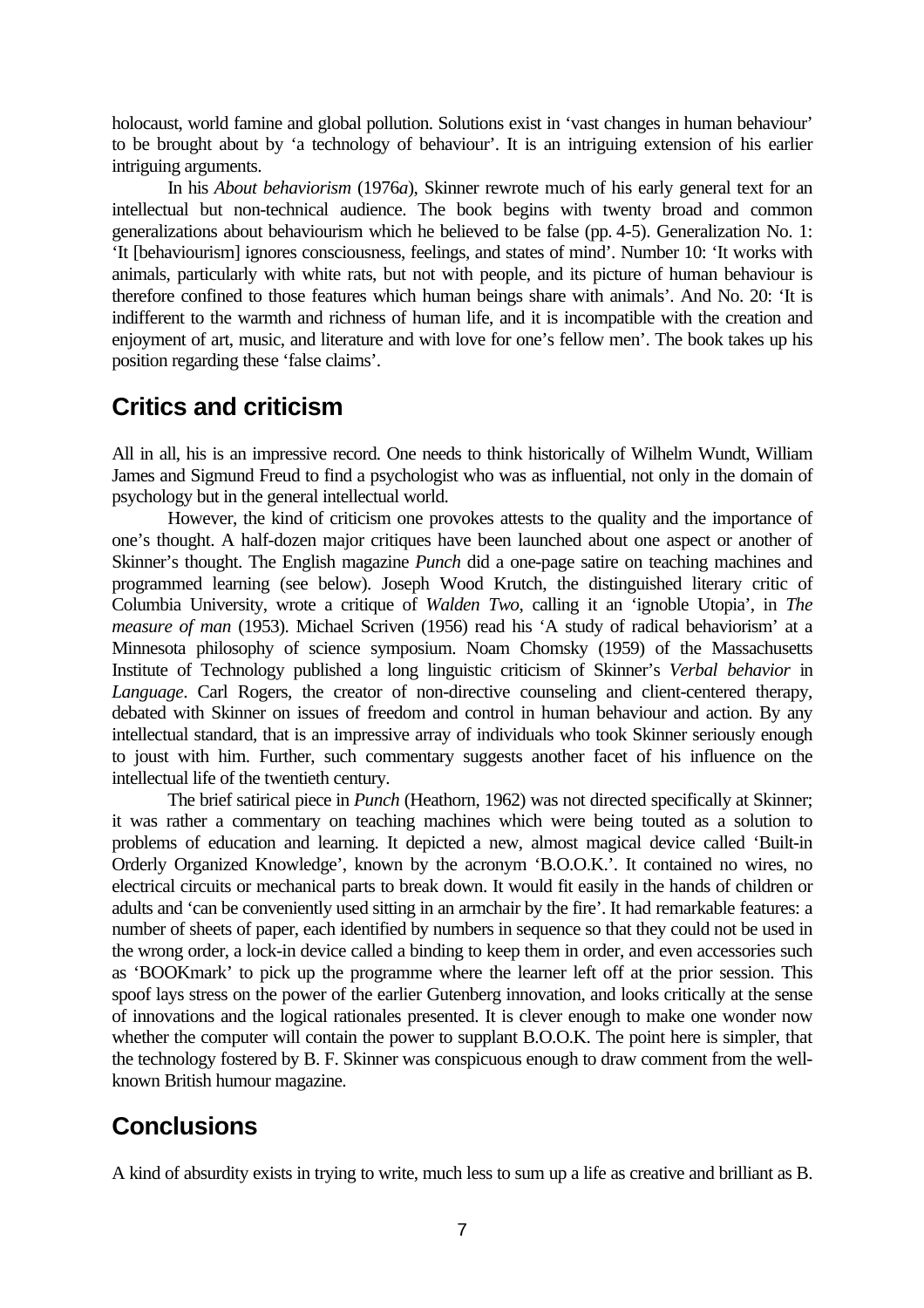holocaust, world famine and global pollution. Solutions exist in 'vast changes in human behaviour' to be brought about by 'a technology of behaviour'. It is an intriguing extension of his earlier intriguing arguments.

In his *About behaviorism* (1976*a*), Skinner rewrote much of his early general text for an intellectual but non-technical audience. The book begins with twenty broad and common generalizations about behaviourism which he believed to be false (pp. 4-5). Generalization No. 1: 'It [behaviourism] ignores consciousness, feelings, and states of mind'. Number 10: 'It works with animals, particularly with white rats, but not with people, and its picture of human behaviour is therefore confined to those features which human beings share with animals'. And No. 20: 'It is indifferent to the warmth and richness of human life, and it is incompatible with the creation and enjoyment of art, music, and literature and with love for one's fellow men'. The book takes up his position regarding these 'false claims'.

## Critics and criticism

All in all, his is an impressive record. One needs to think historically of Wilhelm Wundt, William James and Sigmund Freud to find a psychologist who was as influential, not only in the domain of psychology but in the general intellectual world.

However, the kind of criticism one provokes attests to the quality and the importance of one's thought. A half-dozen major critiques have been launched about one aspect or another of Skinner's thought. The English magazine *Punch* did a one-page satire on teaching machines and programmed learning (see below). Joseph Wood Krutch, the distinguished literary critic of Columbia University, wrote a critique of *Walden Two*, calling it an 'ignoble Utopia', in *The measure of man* (1953). Michael Scriven (1956) read his 'A study of radical behaviorism' at a Minnesota philosophy of science symposium. Noam Chomsky (1959) of the Massachusetts Institute of Technology published a long linguistic criticism of Skinner's *Verbal behavior* in *Language*. Carl Rogers, the creator of non-directive counseling and client-centered therapy, debated with Skinner on issues of freedom and control in human behaviour and action. By any intellectual standard, that is an impressive array of individuals who took Skinner seriously enough to joust with him. Further, such commentary suggests another facet of his influence on the intellectual life of the twentieth century.

The brief satirical piece in *Punch* (Heathorn, 1962) was not directed specifically at Skinner; it was rather a commentary on teaching machines which were being touted as a solution to problems of education and learning. It depicted a new, almost magical device called 'Built-in Orderly Organized Knowledge', known by the acronym 'B.O.O.K.'. It contained no wires, no electrical circuits or mechanical parts to break down. It would fit easily in the hands of children or adults and 'can be conveniently used sitting in an armchair by the fire'. It had remarkable features: a number of sheets of paper, each identified by numbers in sequence so that they could not be used in the wrong order, a lock-in device called a binding to keep them in order, and even accessories such as 'BOOKmark' to pick up the programme where the learner left off at the prior session. This spoof lays stress on the power of the earlier Gutenberg innovation, and looks critically at the sense of innovations and the logical rationales presented. It is clever enough to make one wonder now whether the computer will contain the power to supplant B.O.O.K. The point here is simpler, that the technology fostered by B. F. Skinner was conspicuous enough to draw comment from the well-known British humour magazine.

## Conclusions

A kind of absurdity exists in trying to write, much less to sum up a life as creative and brilliant as B.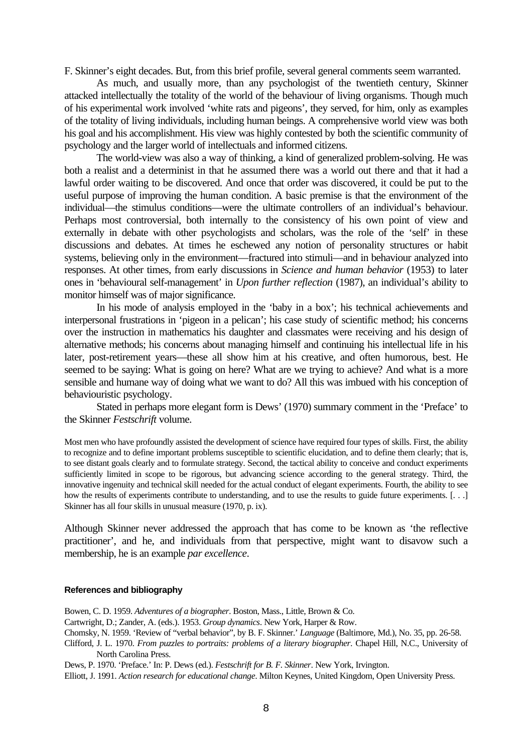F. Skinner's eight decades. But, from this brief profile, several general comments seem warranted.

As much, and usually more, than any psychologist of the twentieth century, Skinner attacked intellectually the totality of the world of the behaviour of living organisms. Though much of his experimental work involved 'white rats and pigeons', they served, for him, only as examples of the totality of living individuals, including human beings. A comprehensive world view was both his goal and his accomplishment. His view was highly contested by both the scientific community of psychology and the larger world of intellectuals and informed citizens.

The world-view was also a way of thinking, a kind of generalized problem-solving. He was both a realist and a determinist in that he assumed there was a world out there and that it had a lawful order waiting to be discovered. And once that order was discovered, it could be put to the useful purpose of improving the human condition. A basic premise is that the environment of the individual—the stimulus conditions—were the ultimate controllers of an individual's behaviour. Perhaps most controversial, both internally to the consistency of his own point of view and externally in debate with other psychologists and scholars, was the role of the 'self' in these discussions and debates. At times he eschewed any notion of personality structures or habit systems, believing only in the environment—fractured into stimuli—and in behaviour analyzed into responses. At other times, from early discussions in *Science and human behavior* (1953) to later ones in 'behavioural self-management' in *Upon further reflection* (1987), an individual's ability to monitor himself was of major significance.

In his mode of analysis employed in the 'baby in a box'; his technical achievements and interpersonal frustrations in 'pigeon in a pelican'; his case study of scientific method; his concerns over the instruction in mathematics his daughter and classmates were receiving and his design of alternative methods; his concerns about managing himself and continuing his intellectual life in his later, post-retirement years—these all show him at his creative, and often humorous, best. He seemed to be saying: What is going on here? What are we trying to achieve? And what is a more sensible and humane way of doing what we want to do? All this was imbued with his conception of behaviouristic psychology.

Stated in perhaps more elegant form is Dews' (1970) summary comment in the 'Preface' to the Skinner *Festschrift* volume.

> Most men who have profoundly assisted the development of science have required four types of skills. First, the ability to recognize and to define important problems susceptible to scientific elucidation, and to define them clearly; that is, to see distant goals clearly and to formulate strategy. Second, the tactical ability to conceive and conduct experiments sufficiently limited in scope to be rigorous, but advancing science according to the general strategy. Third, the innovative ingenuity and technical skill needed for the actual conduct of elegant experiments. Fourth, the ability to see how the results of experiments contribute to understanding, and to use the results to guide future experiments. [. . .] Skinner has all four skills in unusual measure (1970, p. ix).

Although Skinner never addressed the approach that has come to be known as 'the reflective practitioner', and he, and individuals from that perspective, might want to disavow such a membership, he is an example *par excellence*.

#### References and bibliography

Bowen, C. D. 1959. *Adventures of a biographer*. Boston, Mass., Little, Brown & Co.

Cartwright, D.; Zander, A. (eds.). 1953. *Group dynamics*. New York, Harper & Row.

Chomsky, N. 1959. 'Review of "verbal behavior", by B. F. Skinner.' *Language* (Baltimore, Md.), No. 35, pp. 26-58.

Clifford, J. L. 1970. *From puzzles to portraits: problems of a literary biographer*. Chapel Hill, N.C., University of North Carolina Press.

Dews, P. 1970. 'Preface.' In: P. Dews (ed.). *Festschrift for B. F. Skinner*. New York, Irvington.

Elliott, J. 1991. *Action research for educational change*. Milton Keynes, United Kingdom, Open University Press.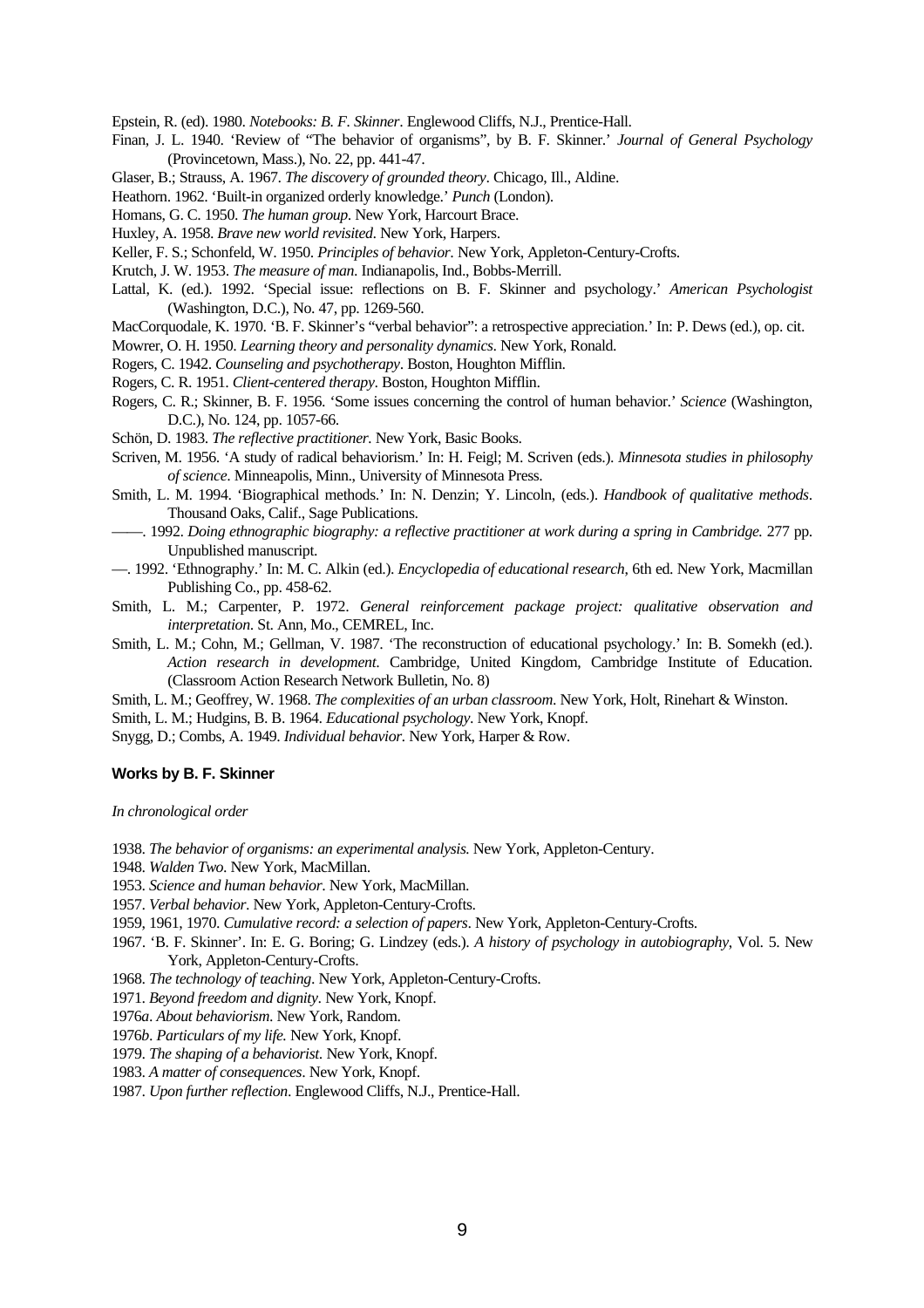Epstein, R. (ed). 1980. *Notebooks: B. F. Skinner*. Englewood Cliffs, N.J., Prentice-Hall.

Finan, J. L. 1940. 'Review of "The behavior of organisms", by B. F. Skinner.' *Journal of General Psychology* (Provincetown, Mass.), No. 22, pp. 441-47.

Glaser, B.; Strauss, A. 1967. *The discovery of grounded theory*. Chicago, Ill., Aldine.

Heathorn. 1962. 'Built-in organized orderly knowledge.' *Punch* (London).

Homans, G. C. 1950. *The human group*. New York, Harcourt Brace.

Huxley, A. 1958. *Brave new world revisited*. New York, Harpers.

Keller, F. S.; Schonfeld, W. 1950. *Principles of behavior*. New York, Appleton-Century-Crofts.

Krutch, J. W. 1953. *The measure of man*. Indianapolis, Ind., Bobbs-Merrill.

Lattal, K. (ed.). 1992. 'Special issue: reflections on B. F. Skinner and psychology.' *American Psychologist* (Washington, D.C.), No. 47, pp. 1269-560.

MacCorquodale, K. 1970. 'B. F. Skinner's "verbal behavior": a retrospective appreciation.' In: P. Dews (ed.), op. cit.

Mowrer, O. H. 1950. *Learning theory and personality dynamics*. New York, Ronald.

Rogers, C. 1942. *Counseling and psychotherapy*. Boston, Houghton Mifflin.

Rogers, C. R. 1951. *Client-centered therapy*. Boston, Houghton Mifflin.

Rogers, C. R.; Skinner, B. F. 1956. 'Some issues concerning the control of human behavior.' *Science* (Washington, D.C.), No. 124, pp. 1057-66.

Schön, D. 1983. *The reflective practitioner*. New York, Basic Books.

Scriven, M. 1956. 'A study of radical behaviorism.' In: H. Feigl; M. Scriven (eds.). *Minnesota studies in philosophy of science*. Minneapolis, Minn., University of Minnesota Press.

Smith, L. M. 1994. 'Biographical methods.' In: N. Denzin; Y. Lincoln, (eds.). *Handbook of qualitative methods*. Thousand Oaks, Calif., Sage Publications.

——. 1992. *Doing ethnographic biography: a reflective practitioner at work during a spring in Cambridge.* 277 pp. Unpublished manuscript.

—. 1992. 'Ethnography.' In: M. C. Alkin (ed.). *Encyclopedia of educational research*, 6th ed. New York, Macmillan Publishing Co., pp. 458-62.

Smith, L. M.; Carpenter, P. 1972. *General reinforcement package project: qualitative observation and interpretation*. St. Ann, Mo., CEMREL, Inc.

Smith, L. M.; Cohn, M.; Gellman, V. 1987. 'The reconstruction of educational psychology.' In: B. Somekh (ed.). *Action research in development*. Cambridge, United Kingdom, Cambridge Institute of Education. (Classroom Action Research Network Bulletin, No. 8)

Smith, L. M.; Geoffrey, W. 1968. *The complexities of an urban classroom*. New York, Holt, Rinehart & Winston.

Smith, L. M.; Hudgins, B. B. 1964. *Educational psychology*. New York, Knopf.

Snygg, D.; Combs, A. 1949. *Individual behavior*. New York, Harper & Row.

### Works by B. F. Skinner

*In chronological order*

1938. *The behavior of organisms: an experimental analysis.* New York, Appleton-Century.

1948. *Walden Two*. New York, MacMillan.

1953. *Science and human behavior*. New York, MacMillan.

1957. *Verbal behavior*. New York, Appleton-Century-Crofts.

1959, 1961, 1970. *Cumulative record: a selection of papers*. New York, Appleton-Century-Crofts.

1967. 'B. F. Skinner'. In: E. G. Boring; G. Lindzey (eds.). *A history of psychology in autobiography*, Vol. 5. New York, Appleton-Century-Crofts.

1968. *The technology of teaching*. New York, Appleton-Century-Crofts.

1971. *Beyond freedom and dignity*. New York, Knopf.

1976*a*. *About behaviorism*. New York, Random.

1976*b*. *Particulars of my life.* New York, Knopf.

1979. *The shaping of a behaviorist*. New York, Knopf.

1983. *A matter of consequences*. New York, Knopf.

1987. *Upon further reflection*. Englewood Cliffs, N.J., Prentice-Hall.